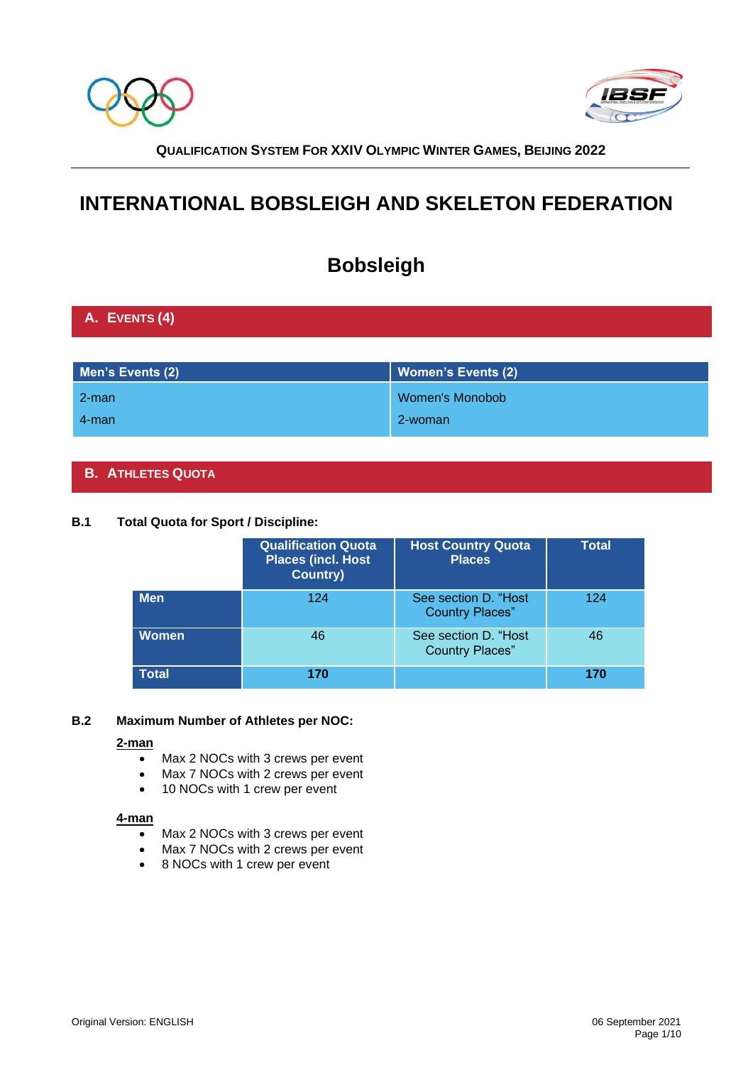**QUALIFICATION SYSTEM FOR XXIV OLYMPIC WINTER GAMES, BEIJING 2022**

# INTERNATIONAL BOBSLEIGH AND SKELETON FEDERATION

# Bobsleigh

## A. EVENTS (4)

| Men's Events (2) | Women's Events (2) |
|---|---|
| 2-man | Women's Monobob |
| 4-man | 2-woman |

## B. ATHLETES QUOTA

### B.1 Total Quota for Sport / Discipline:

| | Qualification Quota Places (incl. Host Country) | Host Country Quota Places | Total |
|---|---|---|---|
| Men | 124 | See section D. "Host Country Places" | 124 |
| Women | 46 | See section D. "Host Country Places" | 46 |
| **Total** | **170** | | **170** |

### B.2 Maximum Number of Athletes per NOC:

**2-man**

- Max 2 NOCs with 3 crews per event
- Max 7 NOCs with 2 crews per event
- 10 NOCs with 1 crew per event

**4-man**

- Max 2 NOCs with 3 crews per event
- Max 7 NOCs with 2 crews per event
- 8 NOCs with 1 crew per event

Original Version: ENGLISH

06 September 2021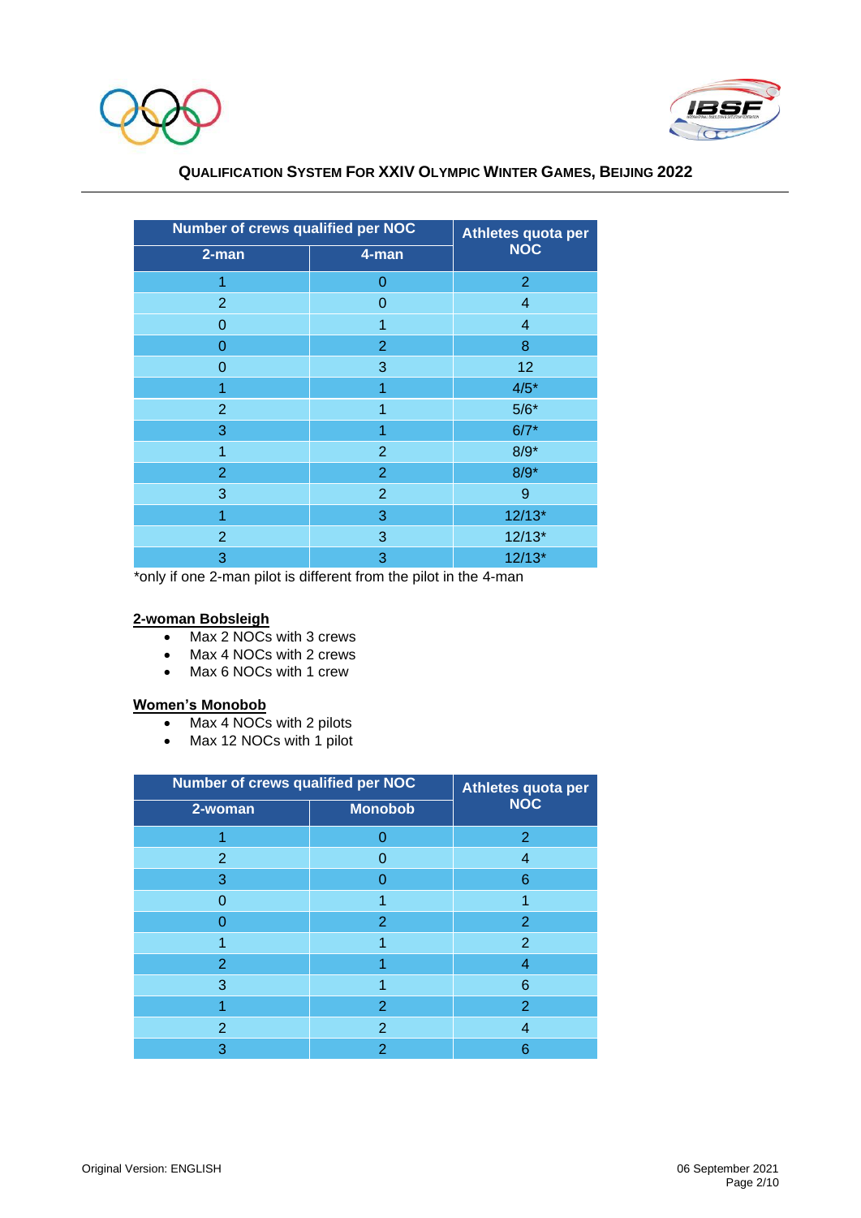| Number of crews qualified per NOC | | Athletes quota per NOC |
|---|---|---|
| 2-man | 4-man | |
| 1 | 0 | 2 |
| 2 | 0 | 4 |
| 0 | 1 | 4 |
| 0 | 2 | 8 |
| 0 | 3 | 12 |
| 1 | 1 | 4/5* |
| 2 | 1 | 5/6* |
| 3 | 1 | 6/7* |
| 1 | 2 | 8/9* |
| 2 | 2 | 8/9* |
| 3 | 2 | 9 |
| 1 | 3 | 12/13* |
| 2 | 3 | 12/13* |
| 3 | 3 | 12/13* |

*only if one 2-man pilot is different from the pilot in the 4-man

**2-woman Bobsleigh**

- Max 2 NOCs with 3 crews
- Max 4 NOCs with 2 crews
- Max 6 NOCs with 1 crew

**Women's Monobob**

- Max 4 NOCs with 2 pilots
- Max 12 NOCs with 1 pilot

| Number of crews qualified per NOC | | Athletes quota per NOC |
|---|---|---|
| 2-woman | Monobob | |
| 1 | 0 | 2 |
| 2 | 0 | 4 |
| 3 | 0 | 6 |
| 0 | 1 | 1 |
| 0 | 2 | 2 |
| 1 | 1 | 2 |
| 2 | 1 | 4 |
| 3 | 1 | 6 |
| 1 | 2 | 2 |
| 2 | 2 | 4 |
| 3 | 2 | 6 |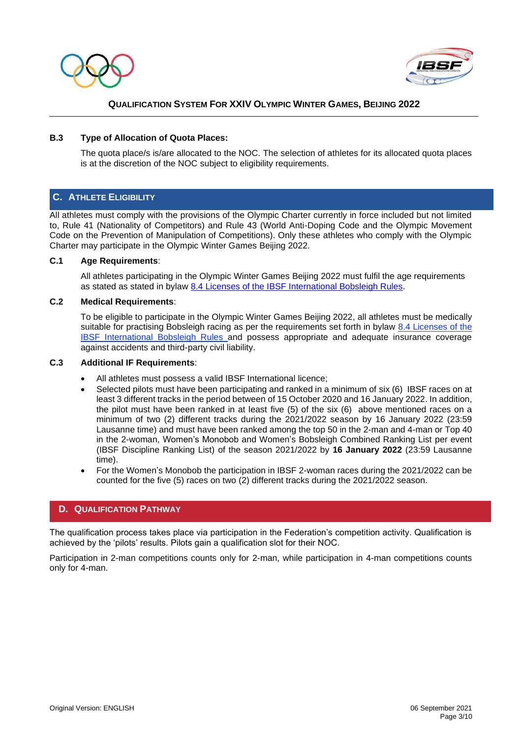### B.3 Type of Allocation of Quota Places:

The quota place/s is/are allocated to the NOC. The selection of athletes for its allocated quota places is at the discretion of the NOC subject to eligibility requirements.

## C. ATHLETE ELIGIBILITY

All athletes must comply with the provisions of the Olympic Charter currently in force included but not limited to, Rule 41 (Nationality of Competitors) and Rule 43 (World Anti-Doping Code and the Olympic Movement Code on the Prevention of Manipulation of Competitions). Only these athletes who comply with the Olympic Charter may participate in the Olympic Winter Games Beijing 2022.

### C.1 Age Requirements:

All athletes participating in the Olympic Winter Games Beijing 2022 must fulfil the age requirements as stated as stated in bylaw 8.4 Licenses of the IBSF International Bobsleigh Rules.

### C.2 Medical Requirements:

To be eligible to participate in the Olympic Winter Games Beijing 2022, all athletes must be medically suitable for practising Bobsleigh racing as per the requirements set forth in bylaw 8.4 Licenses of the IBSF International Bobsleigh Rules and possess appropriate and adequate insurance coverage against accidents and third-party civil liability.

### C.3 Additional IF Requirements:

- All athletes must possess a valid IBSF International licence;
- Selected pilots must have been participating and ranked in a minimum of six (6) IBSF races on at least 3 different tracks in the period between of 15 October 2020 and 16 January 2022. In addition, the pilot must have been ranked in at least five (5) of the six (6) above mentioned races on a minimum of two (2) different tracks during the 2021/2022 season by 16 January 2022 (23:59 Lausanne time) and must have been ranked among the top 50 in the 2-man and 4-man or Top 40 in the 2-woman, Women's Monobob and Women's Bobsleigh Combined Ranking List per event (IBSF Discipline Ranking List) of the season 2021/2022 by **16 January 2022** (23:59 Lausanne time).
- For the Women's Monobob the participation in IBSF 2-woman races during the 2021/2022 can be counted for the five (5) races on two (2) different tracks during the 2021/2022 season.

## D. QUALIFICATION PATHWAY

The qualification process takes place via participation in the Federation's competition activity. Qualification is achieved by the 'pilots' results. Pilots gain a qualification slot for their NOC.

Participation in 2-man competitions counts only for 2-man, while participation in 4-man competitions counts only for 4-man.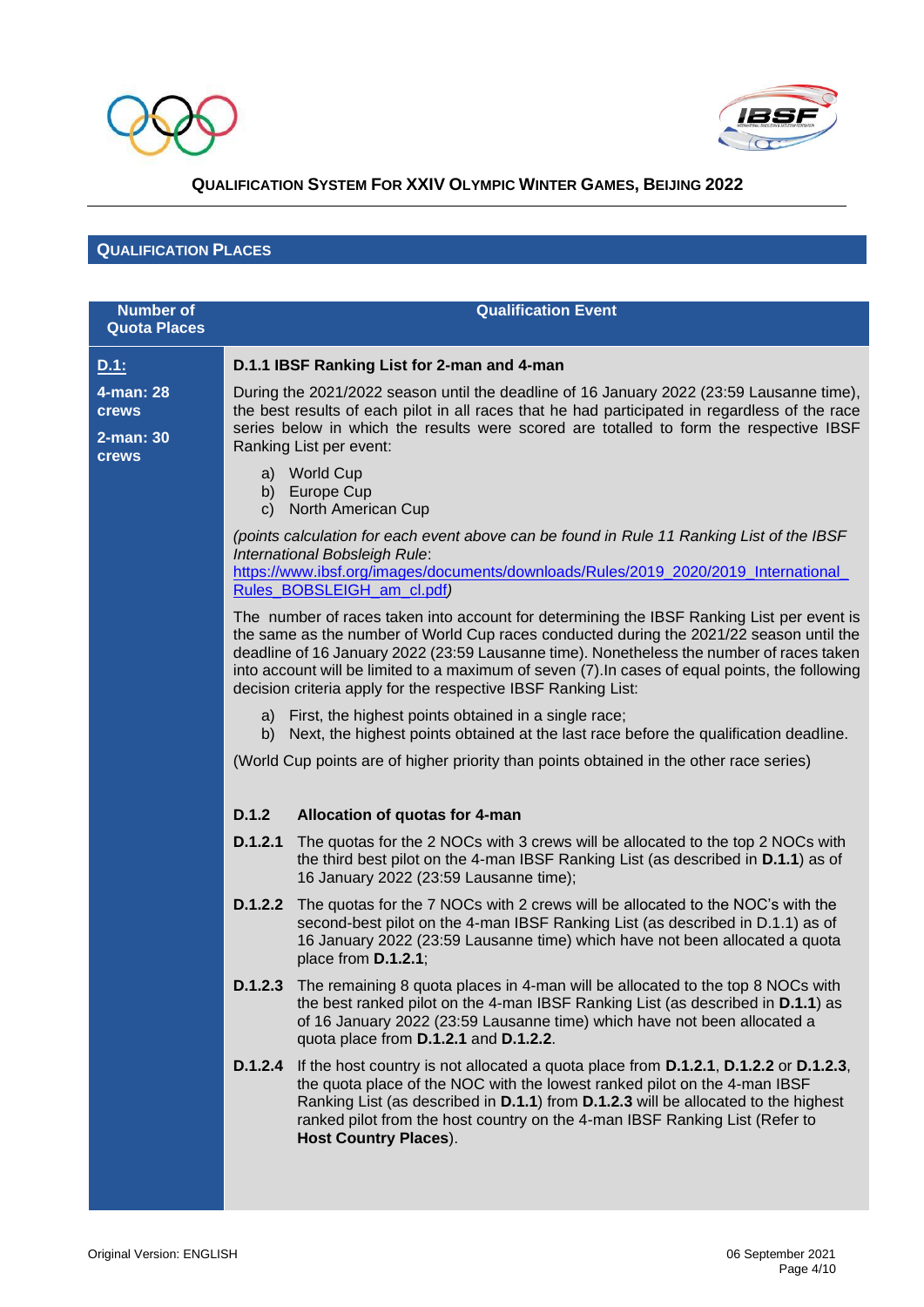**QUALIFICATION SYSTEM FOR XXIV OLYMPIC WINTER GAMES, BEIJING 2022**

## QUALIFICATION PLACES

| Number of Quota Places | Qualification Event |
|---|---|
| **D.1:**<br><br>**4-man: 28 crews**<br><br>**2-man: 30 crews** | **D.1.1 IBSF Ranking List for 2-man and 4-man**<br><br>During the 2021/2022 season until the deadline of 16 January 2022 (23:59 Lausanne time), the best results of each pilot in all races that he had participated in regardless of the race series below in which the results were scored are totalled to form the respective IBSF Ranking List per event:<br><br>a) World Cup<br>b) Europe Cup<br>c) North American Cup<br><br>*(points calculation for each event above can be found in Rule 11 Ranking List of the IBSF International Bobsleigh Rule*: https://www.ibsf.org/images/documents/downloads/Rules/2019_2020/2019_International_Rules_BOBSLEIGH_am_cl.pdf*)*<br><br>The number of races taken into account for determining the IBSF Ranking List per event is the same as the number of World Cup races conducted during the 2021/22 season until the deadline of 16 January 2022 (23:59 Lausanne time). Nonetheless the number of races taken into account will be limited to a maximum of seven (7).In cases of equal points, the following decision criteria apply for the respective IBSF Ranking List:<br><br>a) First, the highest points obtained in a single race;<br>b) Next, the highest points obtained at the last race before the qualification deadline.<br><br>(World Cup points are of higher priority than points obtained in the other race series)<br><br>**D.1.2 Allocation of quotas for 4-man**<br><br>**D.1.2.1** The quotas for the 2 NOCs with 3 crews will be allocated to the top 2 NOCs with the third best pilot on the 4-man IBSF Ranking List (as described in **D.1.1**) as of 16 January 2022 (23:59 Lausanne time);<br><br>**D.1.2.2** The quotas for the 7 NOCs with 2 crews will be allocated to the NOC's with the second-best pilot on the 4-man IBSF Ranking List (as described in D.1.1) as of 16 January 2022 (23:59 Lausanne time) which have not been allocated a quota place from **D.1.2.1**;<br><br>**D.1.2.3** The remaining 8 quota places in 4-man will be allocated to the top 8 NOCs with the best ranked pilot on the 4-man IBSF Ranking List (as described in **D.1.1**) as of 16 January 2022 (23:59 Lausanne time) which have not been allocated a quota place from **D.1.2.1** and **D.1.2.2**.<br><br>**D.1.2.4** If the host country is not allocated a quota place from **D.1.2.1**, **D.1.2.2** or **D.1.2.3**, the quota place of the NOC with the lowest ranked pilot on the 4-man IBSF Ranking List (as described in **D.1.1**) from **D.1.2.3** will be allocated to the highest ranked pilot from the host country on the 4-man IBSF Ranking List (Refer to **Host Country Places**). |

Original Version: ENGLISH

06 September 2021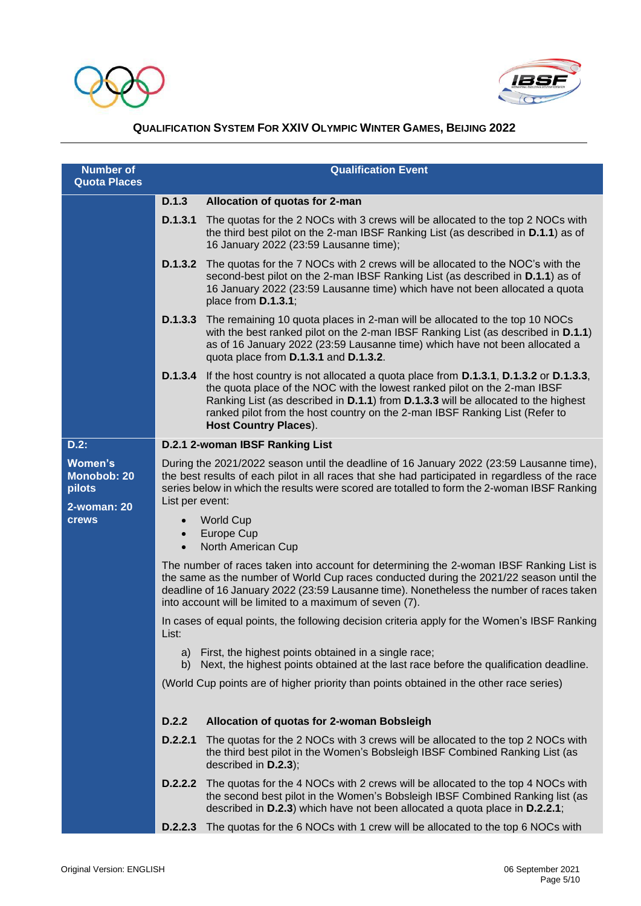| Number of Quota Places | Qualification Event |
|---|---|
| | **D.1.3 Allocation of quotas for 2-man**<br><br>**D.1.3.1** The quotas for the 2 NOCs with 3 crews will be allocated to the top 2 NOCs with the third best pilot on the 2-man IBSF Ranking List (as described in **D.1.1**) as of 16 January 2022 (23:59 Lausanne time);<br><br>**D.1.3.2** The quotas for the 7 NOCs with 2 crews will be allocated to the NOC's with the second-best pilot on the 2-man IBSF Ranking List (as described in **D.1.1**) as of 16 January 2022 (23:59 Lausanne time) which have not been allocated a quota place from **D.1.3.1**;<br><br>**D.1.3.3** The remaining 10 quota places in 2-man will be allocated to the top 10 NOCs with the best ranked pilot on the 2-man IBSF Ranking List (as described in **D.1.1**) as of 16 January 2022 (23:59 Lausanne time) which have not been allocated a quota place from **D.1.3.1** and **D.1.3.2**.<br><br>**D.1.3.4** If the host country is not allocated a quota place from **D.1.3.1**, **D.1.3.2** or **D.1.3.3**, the quota place of the NOC with the lowest ranked pilot on the 2-man IBSF Ranking List (as described in **D.1.1**) from **D.1.3.3** will be allocated to the highest ranked pilot from the host country on the 2-man IBSF Ranking List (Refer to **Host Country Places**). |
| **D.2:**<br><br>**Women's Monobob: 20 pilots**<br><br>**2-woman: 20 crews** | **D.2.1 2-woman IBSF Ranking List**<br><br>During the 2021/2022 season until the deadline of 16 January 2022 (23:59 Lausanne time), the best results of each pilot in all races that she had participated in regardless of the race series below in which the results were scored are totalled to form the 2-woman IBSF Ranking List per event:<br><br>• World Cup<br>• Europe Cup<br>• North American Cup<br><br>The number of races taken into account for determining the 2-woman IBSF Ranking List is the same as the number of World Cup races conducted during the 2021/22 season until the deadline of 16 January 2022 (23:59 Lausanne time). Nonetheless the number of races taken into account will be limited to a maximum of seven (7).<br><br>In cases of equal points, the following decision criteria apply for the Women's IBSF Ranking List:<br><br>a) First, the highest points obtained in a single race;<br>b) Next, the highest points obtained at the last race before the qualification deadline.<br><br>(World Cup points are of higher priority than points obtained in the other race series)<br><br>**D.2.2 Allocation of quotas for 2-woman Bobsleigh**<br><br>**D.2.2.1** The quotas for the 2 NOCs with 3 crews will be allocated to the top 2 NOCs with the third best pilot in the Women's Bobsleigh IBSF Combined Ranking List (as described in **D.2.3**);<br><br>**D.2.2.2** The quotas for the 4 NOCs with 2 crews will be allocated to the top 4 NOCs with the second best pilot in the Women's Bobsleigh IBSF Combined Ranking list (as described in **D.2.3**) which have not been allocated a quota place in **D.2.2.1**;<br><br>**D.2.2.3** The quotas for the 6 NOCs with 1 crew will be allocated to the top 6 NOCs with |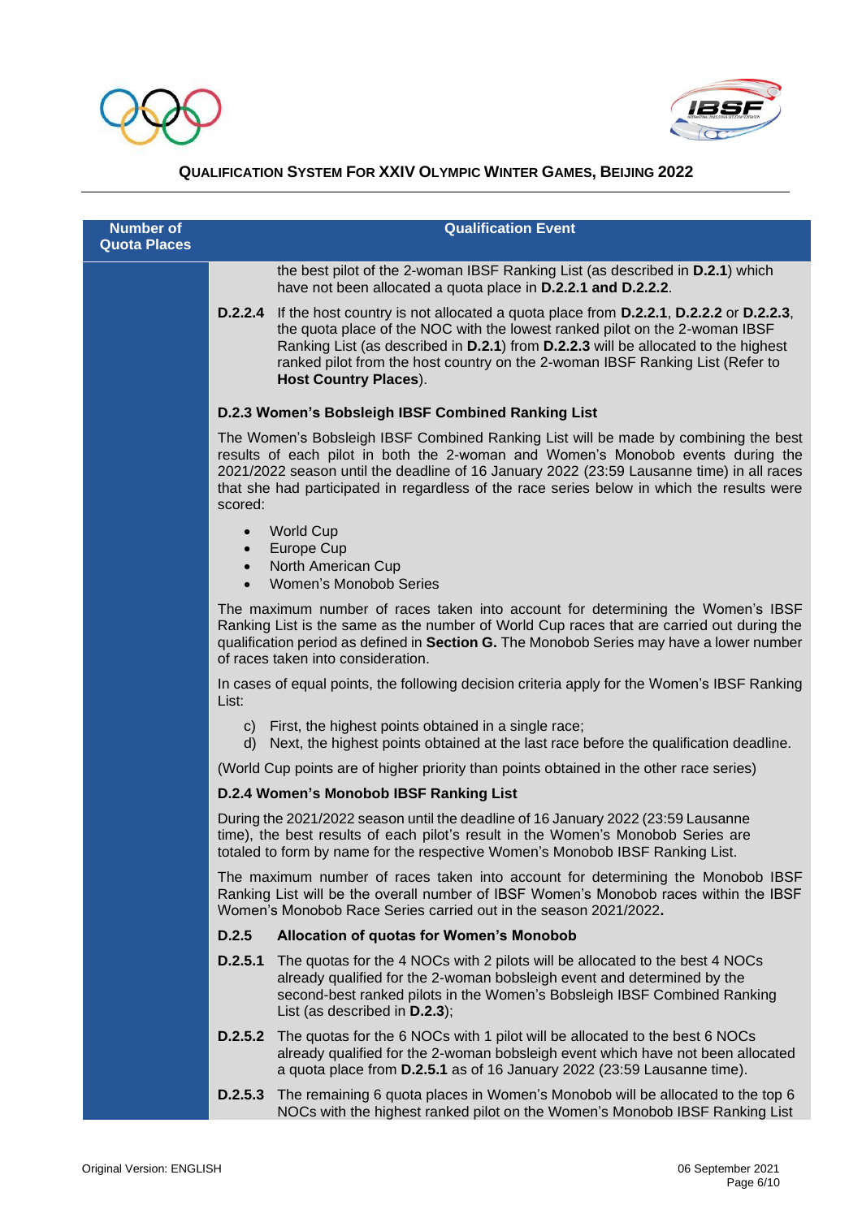| Number of Quota Places | Qualification Event |
|---|---|
| | the best pilot of the 2-woman IBSF Ranking List (as described in **D.2.1**) which have not been allocated a quota place in **D.2.2.1 and D.2.2.2**. |
| | **D.2.2.4** If the host country is not allocated a quota place from **D.2.2.1**, **D.2.2.2** or **D.2.2.3**, the quota place of the NOC with the lowest ranked pilot on the 2-woman IBSF Ranking List (as described in **D.2.1**) from **D.2.2.3** will be allocated to the highest ranked pilot from the host country on the 2-woman IBSF Ranking List (Refer to **Host Country Places**). |
| | **D.2.3 Women's Bobsleigh IBSF Combined Ranking List** |
| | The Women's Bobsleigh IBSF Combined Ranking List will be made by combining the best results of each pilot in both the 2-woman and Women's Monobob events during the 2021/2022 season until the deadline of 16 January 2022 (23:59 Lausanne time) in all races that she had participated in regardless of the race series below in which the results were scored:<br>• World Cup<br>• Europe Cup<br>• North American Cup<br>• Women's Monobob Series |
| | The maximum number of races taken into account for determining the Women's IBSF Ranking List is the same as the number of World Cup races that are carried out during the qualification period as defined in **Section G.** The Monobob Series may have a lower number of races taken into consideration. |
| | In cases of equal points, the following decision criteria apply for the Women's IBSF Ranking List:<br>c) First, the highest points obtained in a single race;<br>d) Next, the highest points obtained at the last race before the qualification deadline. |
| | (World Cup points are of higher priority than points obtained in the other race series) |
| | **D.2.4 Women's Monobob IBSF Ranking List** |
| | During the 2021/2022 season until the deadline of 16 January 2022 (23:59 Lausanne time), the best results of each pilot's result in the Women's Monobob Series are totaled to form by name for the respective Women's Monobob IBSF Ranking List. |
| | The maximum number of races taken into account for determining the Monobob IBSF Ranking List will be the overall number of IBSF Women's Monobob races within the IBSF Women's Monobob Race Series carried out in the season 2021/2022**.** |
| | **D.2.5 Allocation of quotas for Women's Monobob** |
| | **D.2.5.1** The quotas for the 4 NOCs with 2 pilots will be allocated to the best 4 NOCs already qualified for the 2-woman bobsleigh event and determined by the second-best ranked pilots in the Women's Bobsleigh IBSF Combined Ranking List (as described in **D.2.3**); |
| | **D.2.5.2** The quotas for the 6 NOCs with 1 pilot will be allocated to the best 6 NOCs already qualified for the 2-woman bobsleigh event which have not been allocated a quota place from **D.2.5.1** as of 16 January 2022 (23:59 Lausanne time). |
| | **D.2.5.3** The remaining 6 quota places in Women's Monobob will be allocated to the top 6 NOCs with the highest ranked pilot on the Women's Monobob IBSF Ranking List |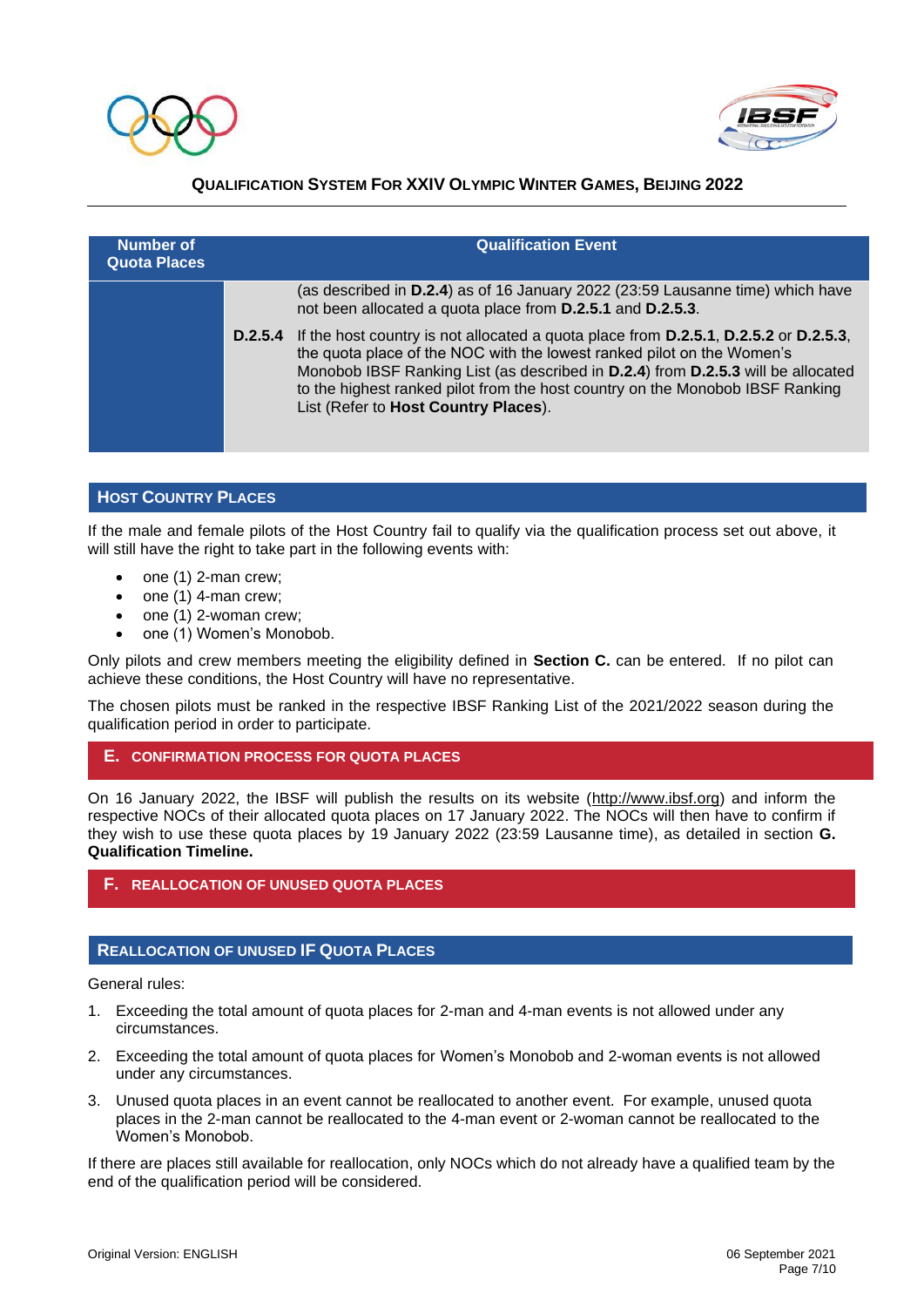| Number of Quota Places | | Qualification Event |
|---|---|---|
| | | (as described in **D.2.4**) as of 16 January 2022 (23:59 Lausanne time) which have not been allocated a quota place from **D.2.5.1** and **D.2.5.3**. |
| | **D.2.5.4** | If the host country is not allocated a quota place from **D.2.5.1**, **D.2.5.2** or **D.2.5.3**, the quota place of the NOC with the lowest ranked pilot on the Women's Monobob IBSF Ranking List (as described in **D.2.4**) from **D.2.5.3** will be allocated to the highest ranked pilot from the host country on the Monobob IBSF Ranking List (Refer to **Host Country Places**). |

### HOST COUNTRY PLACES

If the male and female pilots of the Host Country fail to qualify via the qualification process set out above, it will still have the right to take part in the following events with:

- one (1) 2-man crew;
- one (1) 4-man crew;
- one (1) 2-woman crew;
- one (1) Women's Monobob.

Only pilots and crew members meeting the eligibility defined in **Section C.** can be entered. If no pilot can achieve these conditions, the Host Country will have no representative.

The chosen pilots must be ranked in the respective IBSF Ranking List of the 2021/2022 season during the qualification period in order to participate.

## E. CONFIRMATION PROCESS FOR QUOTA PLACES

On 16 January 2022, the IBSF will publish the results on its website (http://www.ibsf.org) and inform the respective NOCs of their allocated quota places on 17 January 2022. The NOCs will then have to confirm if they wish to use these quota places by 19 January 2022 (23:59 Lausanne time), as detailed in section **G. Qualification Timeline.**

## F. REALLOCATION OF UNUSED QUOTA PLACES

### REALLOCATION OF UNUSED IF QUOTA PLACES

General rules:

1. Exceeding the total amount of quota places for 2-man and 4-man events is not allowed under any circumstances.
2. Exceeding the total amount of quota places for Women's Monobob and 2-woman events is not allowed under any circumstances.
3. Unused quota places in an event cannot be reallocated to another event. For example, unused quota places in the 2-man cannot be reallocated to the 4-man event or 2-woman cannot be reallocated to the Women's Monobob.

If there are places still available for reallocation, only NOCs which do not already have a qualified team by the end of the qualification period will be considered.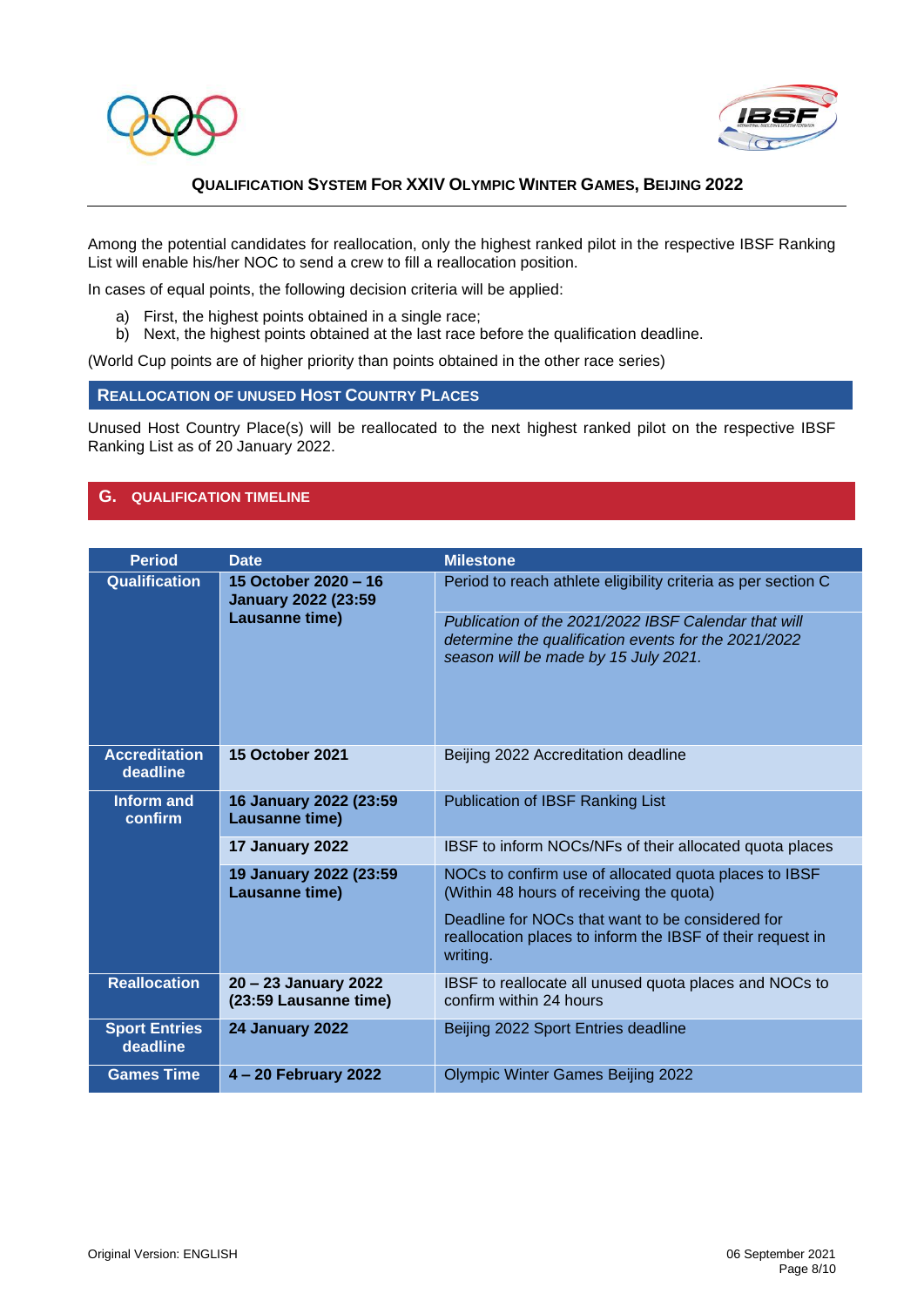Among the potential candidates for reallocation, only the highest ranked pilot in the respective IBSF Ranking List will enable his/her NOC to send a crew to fill a reallocation position.

In cases of equal points, the following decision criteria will be applied:

a) First, the highest points obtained in a single race;
b) Next, the highest points obtained at the last race before the qualification deadline.

(World Cup points are of higher priority than points obtained in the other race series)

### REALLOCATION OF UNUSED HOST COUNTRY PLACES

Unused Host Country Place(s) will be reallocated to the next highest ranked pilot on the respective IBSF Ranking List as of 20 January 2022.

## G. QUALIFICATION TIMELINE

| Period | Date | Milestone |
|---|---|---|
| **Qualification** | **15 October 2020 – 16 January 2022 (23:59 Lausanne time)** | Period to reach athlete eligibility criteria as per section C |
| | | *Publication of the 2021/2022 IBSF Calendar that will determine the qualification events for the 2021/2022 season will be made by 15 July 2021.* |
| **Accreditation deadline** | **15 October 2021** | Beijing 2022 Accreditation deadline |
| **Inform and confirm** | **16 January 2022 (23:59 Lausanne time)** | Publication of IBSF Ranking List |
| | **17 January 2022** | IBSF to inform NOCs/NFs of their allocated quota places |
| | **19 January 2022 (23:59 Lausanne time)** | NOCs to confirm use of allocated quota places to IBSF (Within 48 hours of receiving the quota) |
| | | Deadline for NOCs that want to be considered for reallocation places to inform the IBSF of their request in writing. |
| **Reallocation** | **20 – 23 January 2022 (23:59 Lausanne time)** | IBSF to reallocate all unused quota places and NOCs to confirm within 24 hours |
| **Sport Entries deadline** | **24 January 2022** | Beijing 2022 Sport Entries deadline |
| **Games Time** | **4 – 20 February 2022** | Olympic Winter Games Beijing 2022 |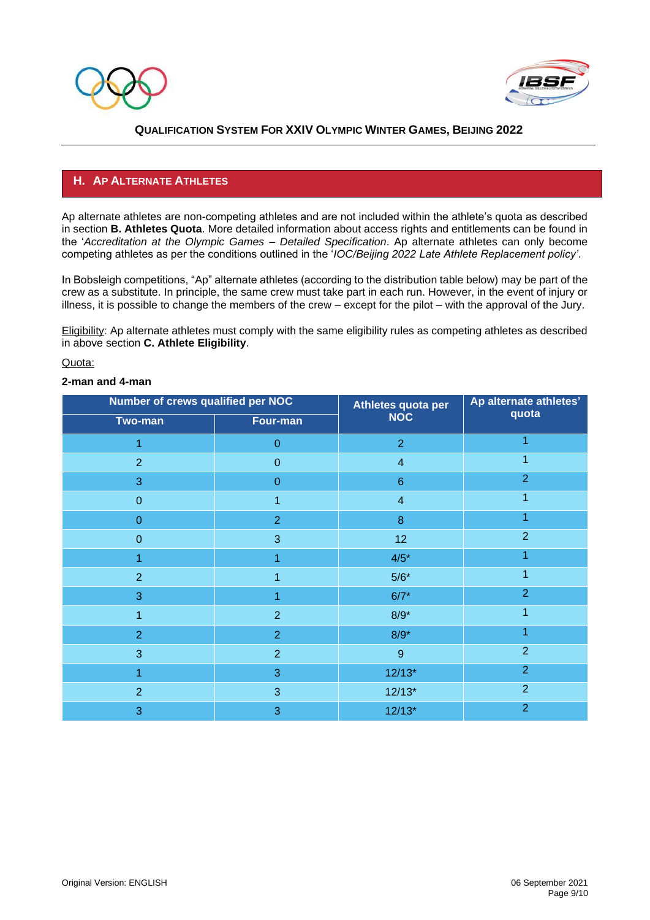## H. Ap Alternate Athletes

Ap alternate athletes are non-competing athletes and are not included within the athlete's quota as described in section **B. Athletes Quota**. More detailed information about access rights and entitlements can be found in the '*Accreditation at the Olympic Games – Detailed Specification*. Ap alternate athletes can only become competing athletes as per the conditions outlined in the '*IOC/Beijing 2022 Late Athlete Replacement policy*'.

In Bobsleigh competitions, "Ap" alternate athletes (according to the distribution table below) may be part of the crew as a substitute. In principle, the same crew must take part in each run. However, in the event of injury or illness, it is possible to change the members of the crew – except for the pilot – with the approval of the Jury.

Eligibility: Ap alternate athletes must comply with the same eligibility rules as competing athletes as described in above section **C. Athlete Eligibility**.

Quota:

**2-man and 4-man**

| Number of crews qualified per NOC | | Athletes quota per NOC | Ap alternate athletes' quota |
|---|---|---|---|
| Two-man | Four-man | | |
| 1 | 0 | 2 | 1 |
| 2 | 0 | 4 | 1 |
| 3 | 0 | 6 | 2 |
| 0 | 1 | 4 | 1 |
| 0 | 2 | 8 | 1 |
| 0 | 3 | 12 | 2 |
| 1 | 1 | 4/5* | 1 |
| 2 | 1 | 5/6* | 1 |
| 3 | 1 | 6/7* | 2 |
| 1 | 2 | 8/9* | 1 |
| 2 | 2 | 8/9* | 1 |
| 3 | 2 | 9 | 2 |
| 1 | 3 | 12/13* | 2 |
| 2 | 3 | 12/13* | 2 |
| 3 | 3 | 12/13* | 2 |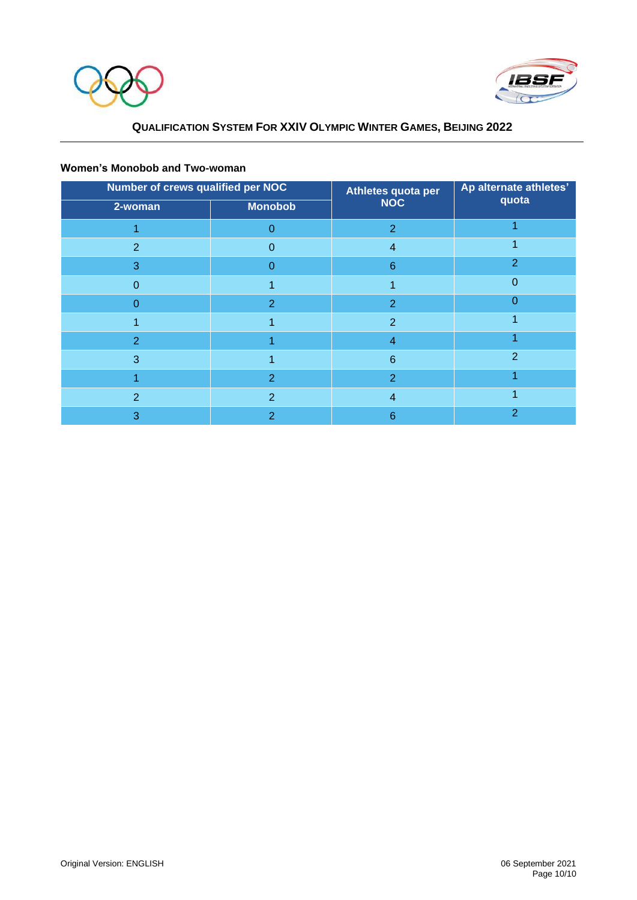#### Women's Monobob and Two-woman

| Number of crews qualified per NOC | | Athletes quota per NOC | Ap alternate athletes' quota |
|---|---|---|---|
| 2-woman | Monobob | | |
| 1 | 0 | 2 | 1 |
| 2 | 0 | 4 | 1 |
| 3 | 0 | 6 | 2 |
| 0 | 1 | 1 | 0 |
| 0 | 2 | 2 | 0 |
| 1 | 1 | 2 | 1 |
| 2 | 1 | 4 | 1 |
| 3 | 1 | 6 | 2 |
| 1 | 2 | 2 | 1 |
| 2 | 2 | 4 | 1 |
| 3 | 2 | 6 | 2 |